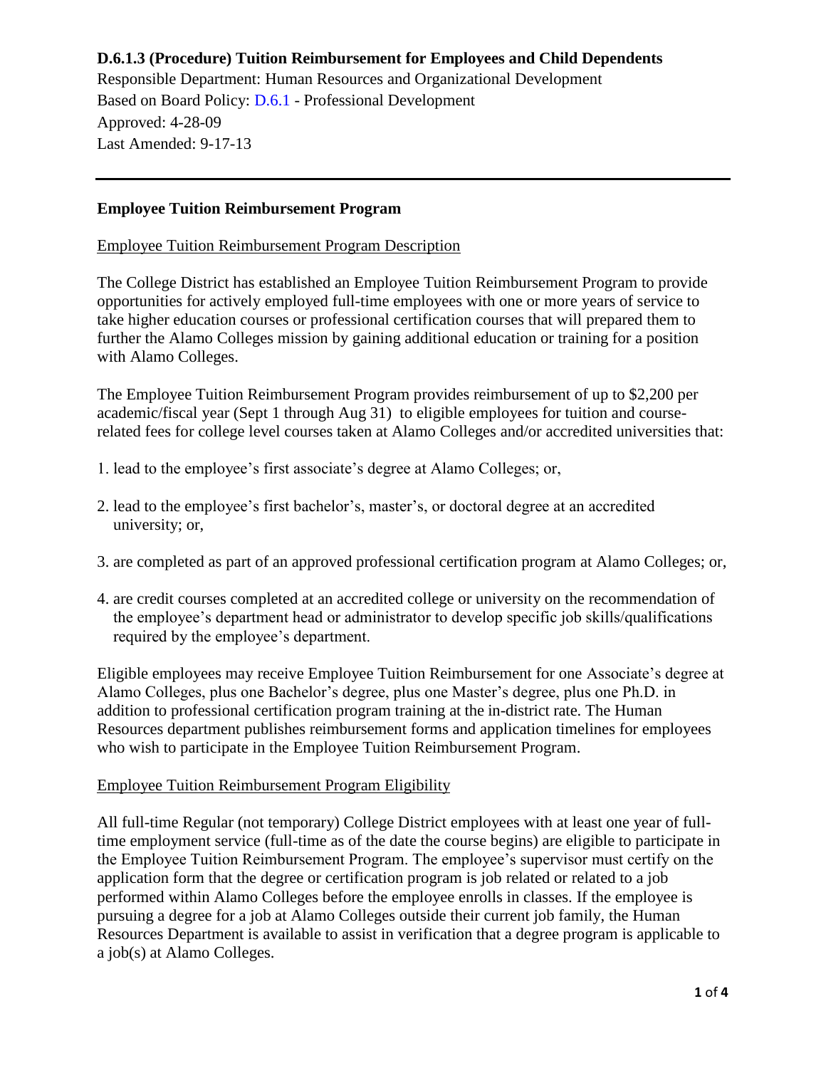**D.6.1.3 (Procedure) Tuition Reimbursement for Employees and Child Dependents**

Responsible Department: Human Resources and Organizational Development
Based on Board Policy: D.6.1 - Professional Development
Approved: 4-28-09
Last Amended: 9-17-13

---

## Employee Tuition Reimbursement Program

### Employee Tuition Reimbursement Program Description

The College District has established an Employee Tuition Reimbursement Program to provide opportunities for actively employed full-time employees with one or more years of service to take higher education courses or professional certification courses that will prepared them to further the Alamo Colleges mission by gaining additional education or training for a position with Alamo Colleges.

The Employee Tuition Reimbursement Program provides reimbursement of up to $2,200 per academic/fiscal year (Sept 1 through Aug 31) to eligible employees for tuition and course-related fees for college level courses taken at Alamo Colleges and/or accredited universities that:

1. lead to the employee's first associate's degree at Alamo Colleges; or,

2. lead to the employee's first bachelor's, master's, or doctoral degree at an accredited university; or,

3. are completed as part of an approved professional certification program at Alamo Colleges; or,

4. are credit courses completed at an accredited college or university on the recommendation of the employee's department head or administrator to develop specific job skills/qualifications required by the employee's department.

Eligible employees may receive Employee Tuition Reimbursement for one Associate's degree at Alamo Colleges, plus one Bachelor's degree, plus one Master's degree, plus one Ph.D. in addition to professional certification program training at the in-district rate. The Human Resources department publishes reimbursement forms and application timelines for employees who wish to participate in the Employee Tuition Reimbursement Program.

### Employee Tuition Reimbursement Program Eligibility

All full-time Regular (not temporary) College District employees with at least one year of full-time employment service (full-time as of the date the course begins) are eligible to participate in the Employee Tuition Reimbursement Program. The employee's supervisor must certify on the application form that the degree or certification program is job related or related to a job performed within Alamo Colleges before the employee enrolls in classes. If the employee is pursuing a degree for a job at Alamo Colleges outside their current job family, the Human Resources Department is available to assist in verification that a degree program is applicable to a job(s) at Alamo Colleges.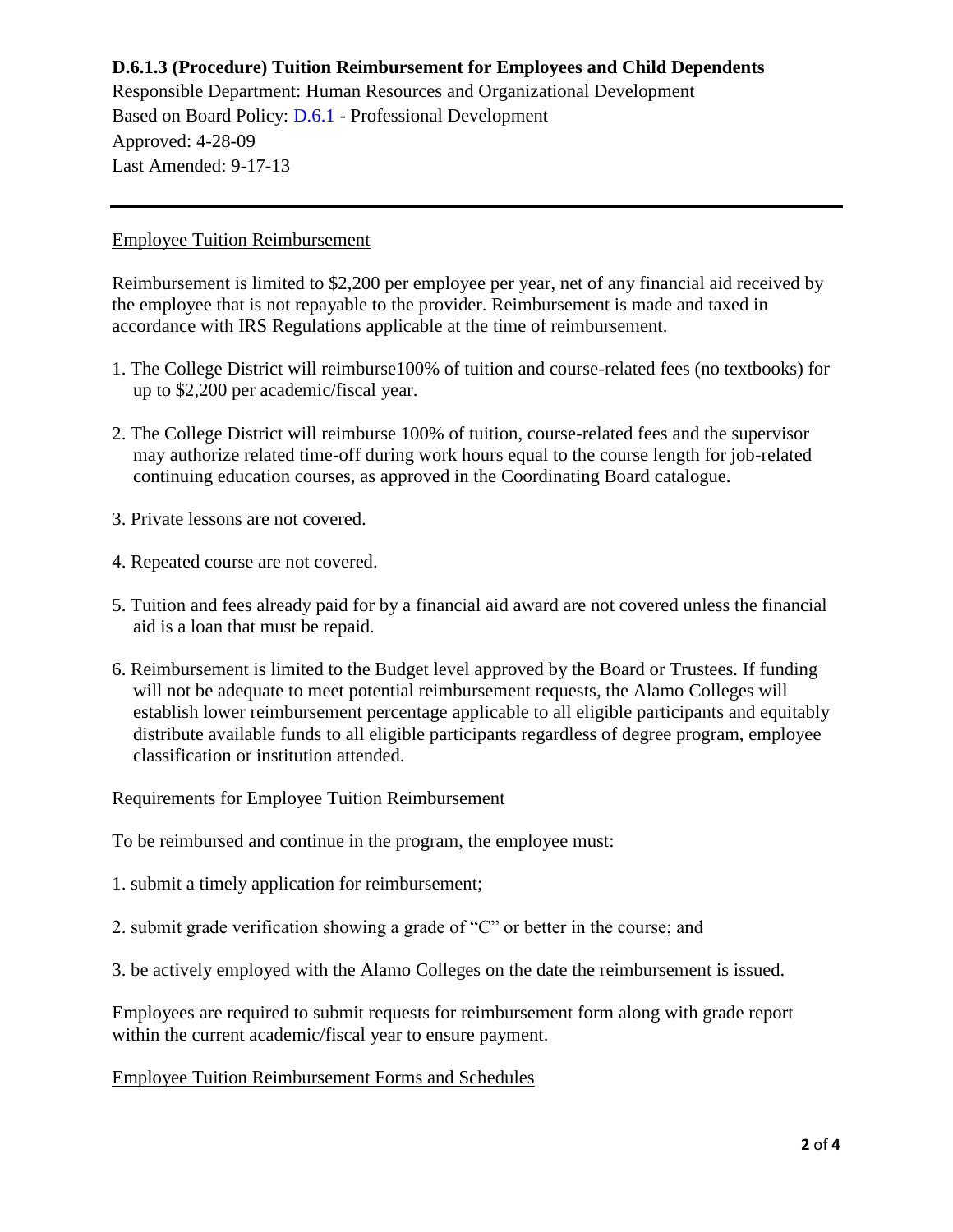**D.6.1.3 (Procedure) Tuition Reimbursement for Employees and Child Dependents**

Responsible Department: Human Resources and Organizational Development
Based on Board Policy: D.6.1 - Professional Development
Approved: 4-28-09
Last Amended: 9-17-13

---

<u>Employee Tuition Reimbursement</u>

Reimbursement is limited to $2,200 per employee per year, net of any financial aid received by the employee that is not repayable to the provider. Reimbursement is made and taxed in accordance with IRS Regulations applicable at the time of reimbursement.

1. The College District will reimburse100% of tuition and course-related fees (no textbooks) for up to $2,200 per academic/fiscal year.

2. The College District will reimburse 100% of tuition, course-related fees and the supervisor may authorize related time-off during work hours equal to the course length for job-related continuing education courses, as approved in the Coordinating Board catalogue.

3. Private lessons are not covered.

4. Repeated course are not covered.

5. Tuition and fees already paid for by a financial aid award are not covered unless the financial aid is a loan that must be repaid.

6. Reimbursement is limited to the Budget level approved by the Board or Trustees. If funding will not be adequate to meet potential reimbursement requests, the Alamo Colleges will establish lower reimbursement percentage applicable to all eligible participants and equitably distribute available funds to all eligible participants regardless of degree program, employee classification or institution attended.

<u>Requirements for Employee Tuition Reimbursement</u>

To be reimbursed and continue in the program, the employee must:

1. submit a timely application for reimbursement;

2. submit grade verification showing a grade of "C" or better in the course; and

3. be actively employed with the Alamo Colleges on the date the reimbursement is issued.

Employees are required to submit requests for reimbursement form along with grade report within the current academic/fiscal year to ensure payment.

<u>Employee Tuition Reimbursement Forms and Schedules</u>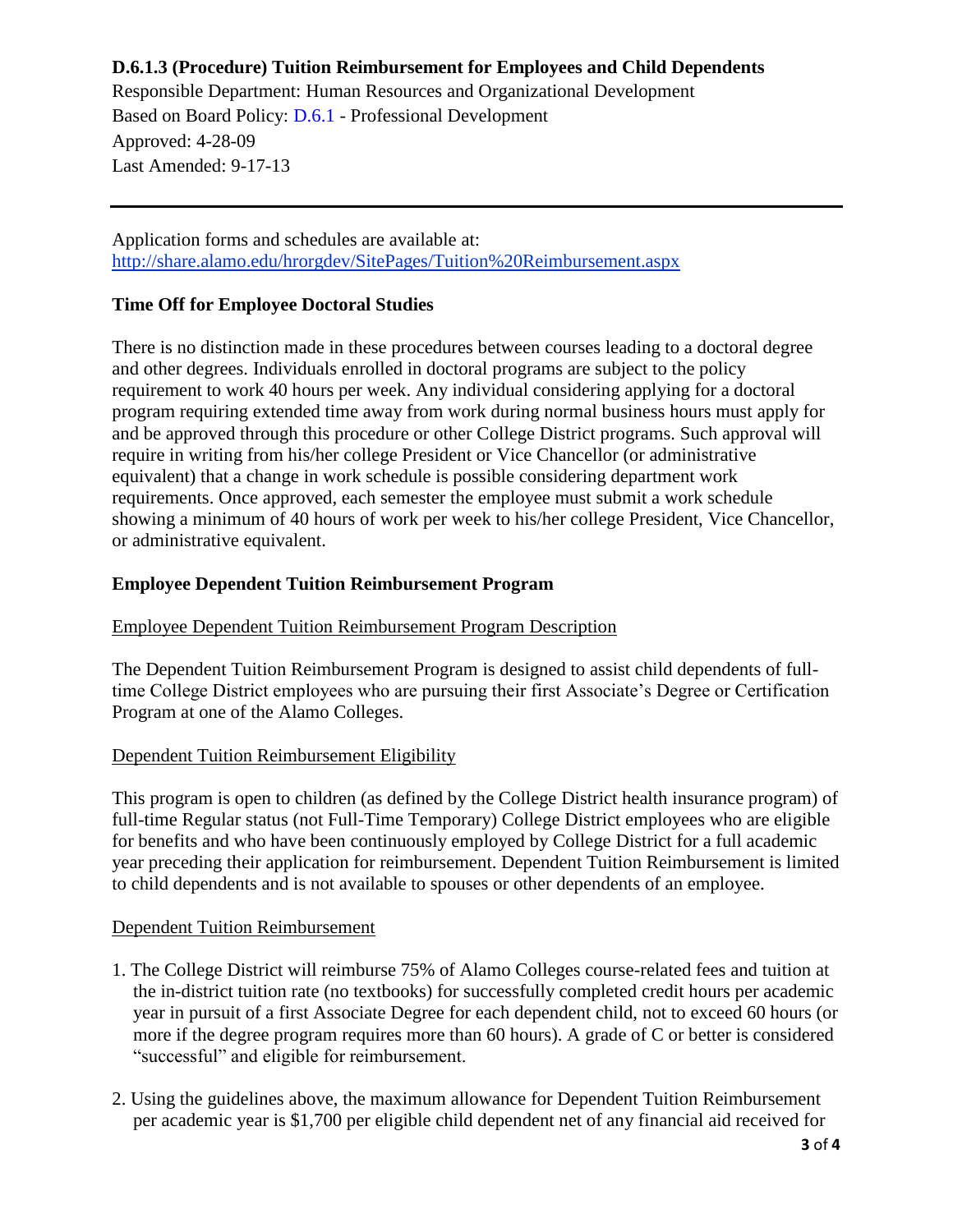**D.6.1.3 (Procedure) Tuition Reimbursement for Employees and Child Dependents**

Responsible Department: Human Resources and Organizational Development
Based on Board Policy: D.6.1 - Professional Development
Approved: 4-28-09
Last Amended: 9-17-13

---

Application forms and schedules are available at:
http://share.alamo.edu/hrorgdev/SitePages/Tuition%20Reimbursement.aspx

### Time Off for Employee Doctoral Studies

There is no distinction made in these procedures between courses leading to a doctoral degree and other degrees. Individuals enrolled in doctoral programs are subject to the policy requirement to work 40 hours per week. Any individual considering applying for a doctoral program requiring extended time away from work during normal business hours must apply for and be approved through this procedure or other College District programs. Such approval will require in writing from his/her college President or Vice Chancellor (or administrative equivalent) that a change in work schedule is possible considering department work requirements. Once approved, each semester the employee must submit a work schedule showing a minimum of 40 hours of work per week to his/her college President, Vice Chancellor, or administrative equivalent.

### Employee Dependent Tuition Reimbursement Program

Employee Dependent Tuition Reimbursement Program Description

The Dependent Tuition Reimbursement Program is designed to assist child dependents of full-time College District employees who are pursuing their first Associate's Degree or Certification Program at one of the Alamo Colleges.

Dependent Tuition Reimbursement Eligibility

This program is open to children (as defined by the College District health insurance program) of full-time Regular status (not Full-Time Temporary) College District employees who are eligible for benefits and who have been continuously employed by College District for a full academic year preceding their application for reimbursement. Dependent Tuition Reimbursement is limited to child dependents and is not available to spouses or other dependents of an employee.

Dependent Tuition Reimbursement

1. The College District will reimburse 75% of Alamo Colleges course-related fees and tuition at the in-district tuition rate (no textbooks) for successfully completed credit hours per academic year in pursuit of a first Associate Degree for each dependent child, not to exceed 60 hours (or more if the degree program requires more than 60 hours). A grade of C or better is considered "successful" and eligible for reimbursement.

2. Using the guidelines above, the maximum allowance for Dependent Tuition Reimbursement per academic year is $1,700 per eligible child dependent net of any financial aid received for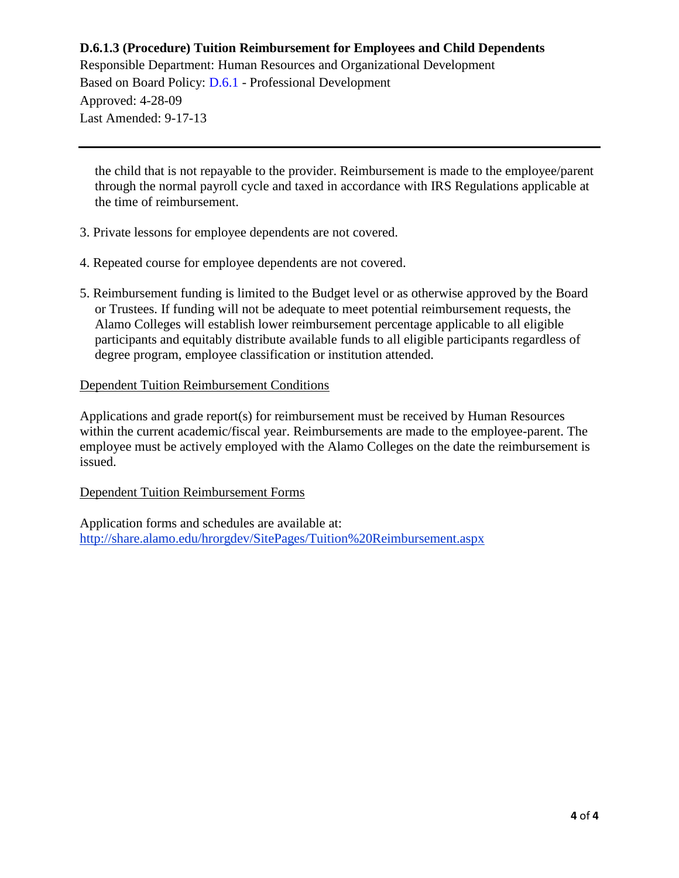the child that is not repayable to the provider. Reimbursement is made to the employee/parent through the normal payroll cycle and taxed in accordance with IRS Regulations applicable at the time of reimbursement.

3. Private lessons for employee dependents are not covered.

4. Repeated course for employee dependents are not covered.

5. Reimbursement funding is limited to the Budget level or as otherwise approved by the Board or Trustees. If funding will not be adequate to meet potential reimbursement requests, the Alamo Colleges will establish lower reimbursement percentage applicable to all eligible participants and equitably distribute available funds to all eligible participants regardless of degree program, employee classification or institution attended.

Dependent Tuition Reimbursement Conditions

Applications and grade report(s) for reimbursement must be received by Human Resources within the current academic/fiscal year. Reimbursements are made to the employee-parent. The employee must be actively employed with the Alamo Colleges on the date the reimbursement is issued.

Dependent Tuition Reimbursement Forms

Application forms and schedules are available at:
http://share.alamo.edu/hrorgdev/SitePages/Tuition%20Reimbursement.aspx